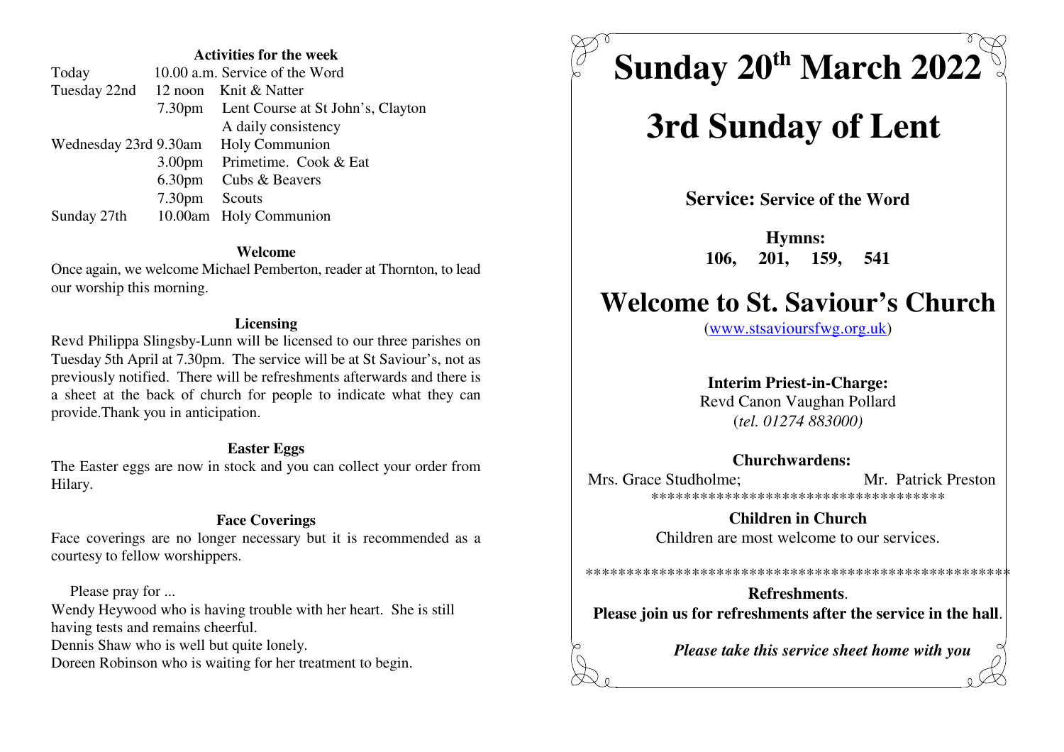**Activities for the week**

| | | |
|---|---|---|
| Today | 10.00 a.m. | Service of the Word |
| Tuesday 22nd | 12 noon | Knit & Natter |
| | 7.30pm | Lent Course at St John's, Clayton |
| | | A daily consistency |
| Wednesday 23rd | 9.30am | Holy Communion |
| | 3.00pm | Primetime. Cook & Eat |
| | 6.30pm | Cubs & Beavers |
| | 7.30pm | Scouts |
| Sunday 27th | 10.00am | Holy Communion |

**Welcome**

Once again, we welcome Michael Pemberton, reader at Thornton, to lead our worship this morning.

**Licensing**

Revd Philippa Slingsby-Lunn will be licensed to our three parishes on Tuesday 5th April at 7.30pm. The service will be at St Saviour's, not as previously notified. There will be refreshments afterwards and there is a sheet at the back of church for people to indicate what they can provide.Thank you in anticipation.

**Easter Eggs**

The Easter eggs are now in stock and you can collect your order from Hilary.

**Face Coverings**

Face coverings are no longer necessary but it is recommended as a courtesy to fellow worshippers.

Please pray for ...

Wendy Heywood who is having trouble with her heart. She is still having tests and remains cheerful.
Dennis Shaw who is well but quite lonely.
Doreen Robinson who is waiting for her treatment to begin.

# Sunday 20th March 2022

# 3rd Sunday of Lent

**Service: Service of the Word**

**Hymns:**
**106, 201, 159, 541**

# Welcome to St. Saviour's Church

(www.stsavioursfwg.org.uk)

**Interim Priest-in-Charge:**
Revd Canon Vaughan Pollard
(*tel. 01274 883000)*

**Churchwardens:**
Mrs. Grace Studholme; Mr. Patrick Preston

***********************************

**Children in Church**
Children are most welcome to our services.

*****************************************************

**Refreshments**.
**Please join us for refreshments after the service in the hall**.

***Please take this service sheet home with you***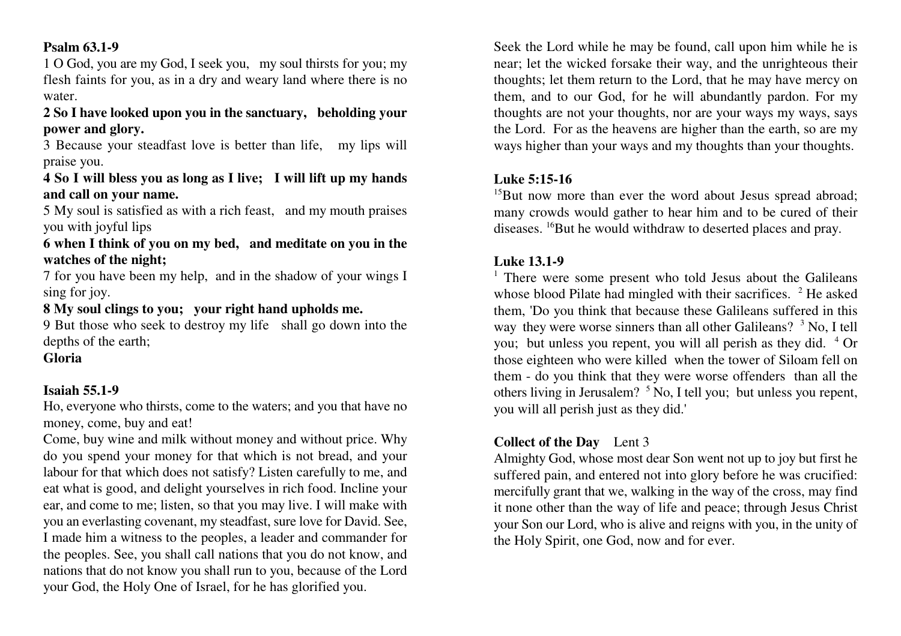**Psalm 63.1-9**

1 O God, you are my God, I seek you, my soul thirsts for you; my flesh faints for you, as in a dry and weary land where there is no water.

**2 So I have looked upon you in the sanctuary, beholding your power and glory.**

3 Because your steadfast love is better than life, my lips will praise you.

**4 So I will bless you as long as I live; I will lift up my hands and call on your name.**

5 My soul is satisfied as with a rich feast, and my mouth praises you with joyful lips

**6 when I think of you on my bed, and meditate on you in the watches of the night;**

7 for you have been my help, and in the shadow of your wings I sing for joy.

**8 My soul clings to you; your right hand upholds me.**

9 But those who seek to destroy my life shall go down into the depths of the earth;

**Gloria**

**Isaiah 55.1-9**

Ho, everyone who thirsts, come to the waters; and you that have no money, come, buy and eat!

Come, buy wine and milk without money and without price. Why do you spend your money for that which is not bread, and your labour for that which does not satisfy? Listen carefully to me, and eat what is good, and delight yourselves in rich food. Incline your ear, and come to me; listen, so that you may live. I will make with you an everlasting covenant, my steadfast, sure love for David. See, I made him a witness to the peoples, a leader and commander for the peoples. See, you shall call nations that you do not know, and nations that do not know you shall run to you, because of the Lord your God, the Holy One of Israel, for he has glorified you.

Seek the Lord while he may be found, call upon him while he is near; let the wicked forsake their way, and the unrighteous their thoughts; let them return to the Lord, that he may have mercy on them, and to our God, for he will abundantly pardon. For my thoughts are not your thoughts, nor are your ways my ways, says the Lord. For as the heavens are higher than the earth, so are my ways higher than your ways and my thoughts than your thoughts.

**Luke 5:15-16**

[15]But now more than ever the word about Jesus spread abroad; many crowds would gather to hear him and to be cured of their diseases. [16]But he would withdraw to deserted places and pray.

**Luke 13.1-9**

[1] There were some present who told Jesus about the Galileans whose blood Pilate had mingled with their sacrifices. [2] He asked them, 'Do you think that because these Galileans suffered in this way they were worse sinners than all other Galileans? [3] No, I tell you; but unless you repent, you will all perish as they did. [4] Or those eighteen who were killed when the tower of Siloam fell on them - do you think that they were worse offenders than all the others living in Jerusalem? [5] No, I tell you; but unless you repent, you will all perish just as they did.'

**Collect of the Day** Lent 3

Almighty God, whose most dear Son went not up to joy but first he suffered pain, and entered not into glory before he was crucified: mercifully grant that we, walking in the way of the cross, may find it none other than the way of life and peace; through Jesus Christ your Son our Lord, who is alive and reigns with you, in the unity of the Holy Spirit, one God, now and for ever.